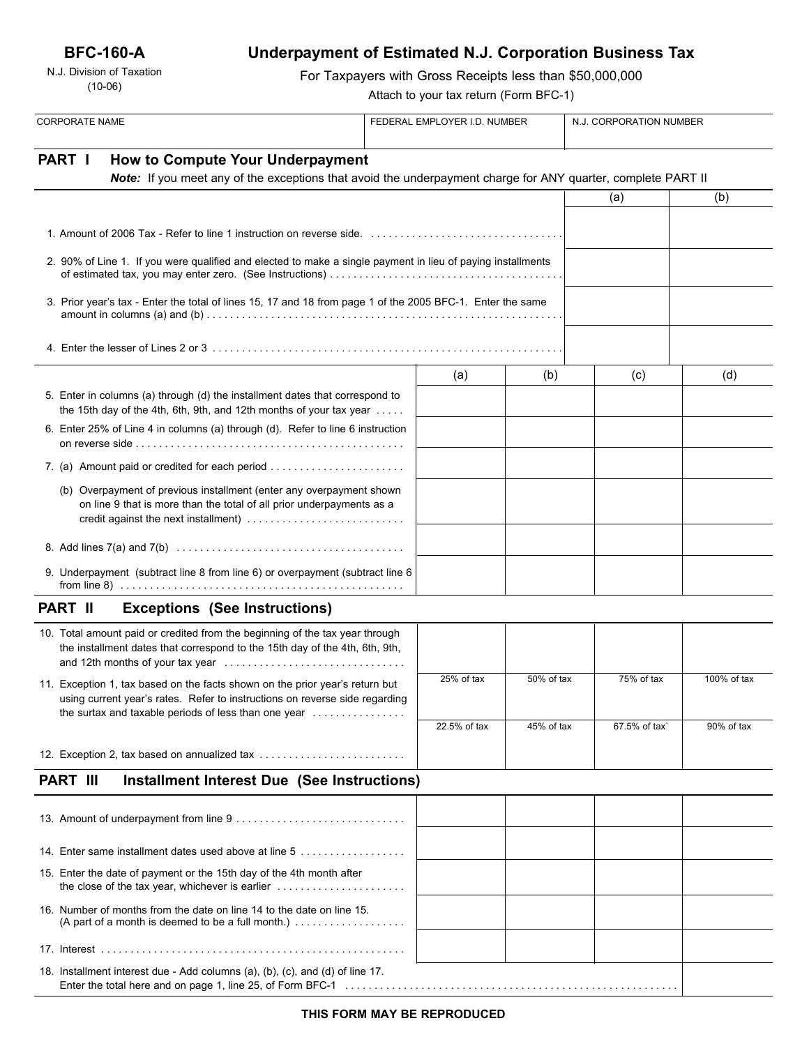**BFC-160-A**

N.J. Division of Taxation
(10-06)

# Underpayment of Estimated N.J. Corporation Business Tax

For Taxpayers with Gross Receipts less than $50,000,000

Attach to your tax return (Form BFC-1)

| CORPORATE NAME | FEDERAL EMPLOYER I.D. NUMBER | N.J. CORPORATION NUMBER |
|---|---|---|
| | | |

## PART I How to Compute Your Underpayment

***Note:*** If you meet any of the exceptions that avoid the underpayment charge for ANY quarter, complete PART II

| | (a) | (b) |
|---|---|---|
| 1. Amount of 2006 Tax - Refer to line 1 instruction on reverse side. | | |
| 2. 90% of Line 1. If you were qualified and elected to make a single payment in lieu of paying installments of estimated tax, you may enter zero. (See Instructions) | | |
| 3. Prior year's tax - Enter the total of lines 15, 17 and 18 from page 1 of the 2005 BFC-1. Enter the same amount in columns (a) and (b) | | |
| 4. Enter the lesser of Lines 2 or 3 | | |

| | (a) | (b) | (c) | (d) |
|---|---|---|---|---|
| 5. Enter in columns (a) through (d) the installment dates that correspond to the 15th day of the 4th, 6th, 9th, and 12th months of your tax year | | | | |
| 6. Enter 25% of Line 4 in columns (a) through (d). Refer to line 6 instruction on reverse side | | | | |
| 7. (a) Amount paid or credited for each period | | | | |
| (b) Overpayment of previous installment (enter any overpayment shown on line 9 that is more than the total of all prior underpayments as a credit against the next installment) | | | | |
| 8. Add lines 7(a) and 7(b) | | | | |
| 9. Underpayment (subtract line 8 from line 6) or overpayment (subtract line 6 from line 8) | | | | |

## PART II Exceptions (See Instructions)

| | | | | |
|---|---|---|---|---|
| 10. Total amount paid or credited from the beginning of the tax year through the installment dates that correspond to the 15th day of the 4th, 6th, 9th, and 12th months of your tax year | | | | |
| 11. Exception 1, tax based on the facts shown on the prior year's return but using current year's rates. Refer to instructions on reverse side regarding the surtax and taxable periods of less than one year | 25% of tax | 50% of tax | 75% of tax | 100% of tax |
| 12. Exception 2, tax based on annualized tax | 22.5% of tax | 45% of tax | 67.5% of tax` | 90% of tax |

## PART III Installment Interest Due (See Instructions)

| | | | | |
|---|---|---|---|---|
| 13. Amount of underpayment from line 9 | | | | |
| 14. Enter same installment dates used above at line 5 | | | | |
| 15. Enter the date of payment or the 15th day of the 4th month after the close of the tax year, whichever is earlier | | | | |
| 16. Number of months from the date on line 14 to the date on line 15. (A part of a month is deemed to be a full month.) | | | | |
| 17. Interest | | | | |
| 18. Installment interest due - Add columns (a), (b), (c), and (d) of line 17. Enter the total here and on page 1, line 25, of Form BFC-1 | | | | |

**THIS FORM MAY BE REPRODUCED**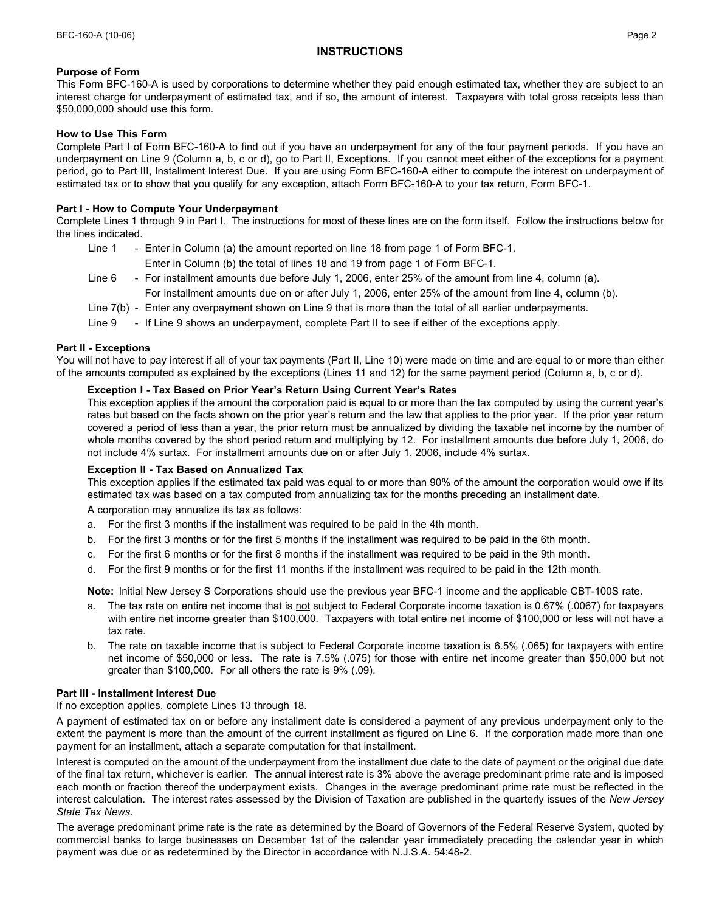# INSTRUCTIONS

## Purpose of Form

This Form BFC-160-A is used by corporations to determine whether they paid enough estimated tax, whether they are subject to an interest charge for underpayment of estimated tax, and if so, the amount of interest. Taxpayers with total gross receipts less than $50,000,000 should use this form.

## How to Use This Form

Complete Part I of Form BFC-160-A to find out if you have an underpayment for any of the four payment periods. If you have an underpayment on Line 9 (Column a, b, c or d), go to Part II, Exceptions. If you cannot meet either of the exceptions for a payment period, go to Part III, Installment Interest Due. If you are using Form BFC-160-A either to compute the interest on underpayment of estimated tax or to show that you qualify for any exception, attach Form BFC-160-A to your tax return, Form BFC-1.

## Part I - How to Compute Your Underpayment

Complete Lines 1 through 9 in Part I. The instructions for most of these lines are on the form itself. Follow the instructions below for the lines indicated.

- Line 1 - Enter in Column (a) the amount reported on line 18 from page 1 of Form BFC-1.
  Enter in Column (b) the total of lines 18 and 19 from page 1 of Form BFC-1.
- Line 6 - For installment amounts due before July 1, 2006, enter 25% of the amount from line 4, column (a).
  For installment amounts due on or after July 1, 2006, enter 25% of the amount from line 4, column (b).
- Line 7(b) - Enter any overpayment shown on Line 9 that is more than the total of all earlier underpayments.
- Line 9 - If Line 9 shows an underpayment, complete Part II to see if either of the exceptions apply.

## Part II - Exceptions

You will not have to pay interest if all of your tax payments (Part II, Line 10) were made on time and are equal to or more than either of the amounts computed as explained by the exceptions (Lines 11 and 12) for the same payment period (Column a, b, c or d).

### Exception I - Tax Based on Prior Year's Return Using Current Year's Rates

This exception applies if the amount the corporation paid is equal to or more than the tax computed by using the current year's rates but based on the facts shown on the prior year's return and the law that applies to the prior year. If the prior year return covered a period of less than a year, the prior return must be annualized by dividing the taxable net income by the number of whole months covered by the short period return and multiplying by 12. For installment amounts due before July 1, 2006, do not include 4% surtax. For installment amounts due on or after July 1, 2006, include 4% surtax.

### Exception II - Tax Based on Annualized Tax

This exception applies if the estimated tax paid was equal to or more than 90% of the amount the corporation would owe if its estimated tax was based on a tax computed from annualizing tax for the months preceding an installment date.

A corporation may annualize its tax as follows:

a. For the first 3 months if the installment was required to be paid in the 4th month.
b. For the first 3 months or for the first 5 months if the installment was required to be paid in the 6th month.
c. For the first 6 months or for the first 8 months if the installment was required to be paid in the 9th month.
d. For the first 9 months or for the first 11 months if the installment was required to be paid in the 12th month.

**Note:** Initial New Jersey S Corporations should use the previous year BFC-1 income and the applicable CBT-100S rate.

a. The tax rate on entire net income that is not subject to Federal Corporate income taxation is 0.67% (.0067) for taxpayers with entire net income greater than $100,000. Taxpayers with total entire net income of $100,000 or less will not have a tax rate.
b. The rate on taxable income that is subject to Federal Corporate income taxation is 6.5% (.065) for taxpayers with entire net income of $50,000 or less. The rate is 7.5% (.075) for those with entire net income greater than $50,000 but not greater than $100,000. For all others the rate is 9% (.09).

## Part III - Installment Interest Due

If no exception applies, complete Lines 13 through 18.

A payment of estimated tax on or before any installment date is considered a payment of any previous underpayment only to the extent the payment is more than the amount of the current installment as figured on Line 6. If the corporation made more than one payment for an installment, attach a separate computation for that installment.

Interest is computed on the amount of the underpayment from the installment due date to the date of payment or the original due date of the final tax return, whichever is earlier. The annual interest rate is 3% above the average predominant prime rate and is imposed each month or fraction thereof the underpayment exists. Changes in the average predominant prime rate must be reflected in the interest calculation. The interest rates assessed by the Division of Taxation are published in the quarterly issues of the *New Jersey State Tax News.*

The average predominant prime rate is the rate as determined by the Board of Governors of the Federal Reserve System, quoted by commercial banks to large businesses on December 1st of the calendar year immediately preceding the calendar year in which payment was due or as redetermined by the Director in accordance with N.J.S.A. 54:48-2.